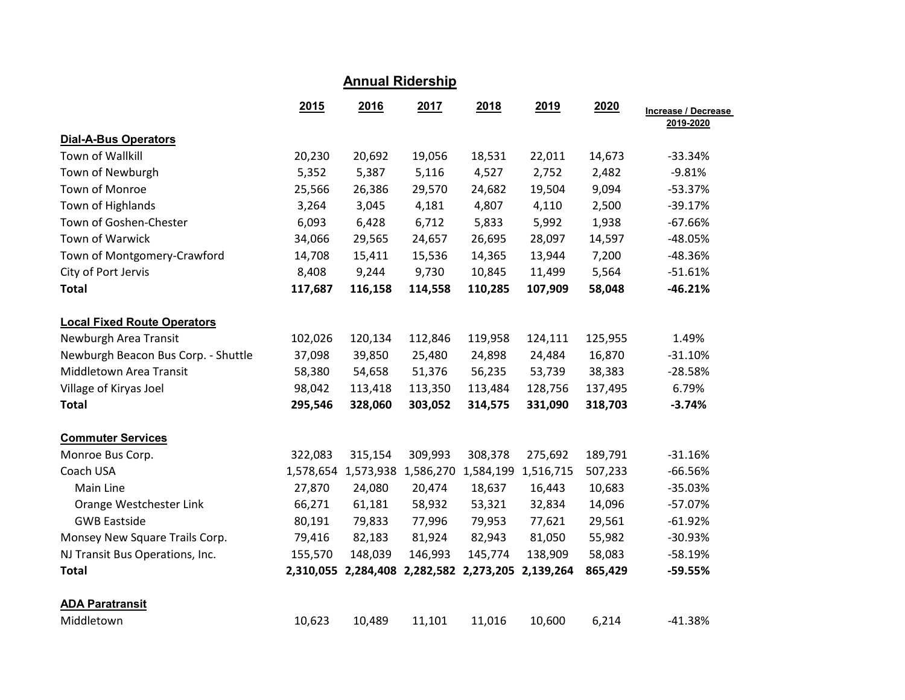## Annual Ridership

| | 2015 | 2016 | 2017 | 2018 | 2019 | 2020 | Increase / Decrease 2019-2020 |
|---|---|---|---|---|---|---|---|
| **Dial-A-Bus Operators** | | | | | | | |
| Town of Wallkill | 20,230 | 20,692 | 19,056 | 18,531 | 22,011 | 14,673 | -33.34% |
| Town of Newburgh | 5,352 | 5,387 | 5,116 | 4,527 | 2,752 | 2,482 | -9.81% |
| Town of Monroe | 25,566 | 26,386 | 29,570 | 24,682 | 19,504 | 9,094 | -53.37% |
| Town of Highlands | 3,264 | 3,045 | 4,181 | 4,807 | 4,110 | 2,500 | -39.17% |
| Town of Goshen-Chester | 6,093 | 6,428 | 6,712 | 5,833 | 5,992 | 1,938 | -67.66% |
| Town of Warwick | 34,066 | 29,565 | 24,657 | 26,695 | 28,097 | 14,597 | -48.05% |
| Town of Montgomery-Crawford | 14,708 | 15,411 | 15,536 | 14,365 | 13,944 | 7,200 | -48.36% |
| City of Port Jervis | 8,408 | 9,244 | 9,730 | 10,845 | 11,499 | 5,564 | -51.61% |
| **Total** | **117,687** | **116,158** | **114,558** | **110,285** | **107,909** | **58,048** | **-46.21%** |
| **Local Fixed Route Operators** | | | | | | | |
| Newburgh Area Transit | 102,026 | 120,134 | 112,846 | 119,958 | 124,111 | 125,955 | 1.49% |
| Newburgh Beacon Bus Corp. - Shuttle | 37,098 | 39,850 | 25,480 | 24,898 | 24,484 | 16,870 | -31.10% |
| Middletown Area Transit | 58,380 | 54,658 | 51,376 | 56,235 | 53,739 | 38,383 | -28.58% |
| Village of Kiryas Joel | 98,042 | 113,418 | 113,350 | 113,484 | 128,756 | 137,495 | 6.79% |
| **Total** | **295,546** | **328,060** | **303,052** | **314,575** | **331,090** | **318,703** | **-3.74%** |
| **Commuter Services** | | | | | | | |
| Monroe Bus Corp. | 322,083 | 315,154 | 309,993 | 308,378 | 275,692 | 189,791 | -31.16% |
| Coach USA | 1,578,654 | 1,573,938 | 1,586,270 | 1,584,199 | 1,516,715 | 507,233 | -66.56% |
| Main Line | 27,870 | 24,080 | 20,474 | 18,637 | 16,443 | 10,683 | -35.03% |
| Orange Westchester Link | 66,271 | 61,181 | 58,932 | 53,321 | 32,834 | 14,096 | -57.07% |
| GWB Eastside | 80,191 | 79,833 | 77,996 | 79,953 | 77,621 | 29,561 | -61.92% |
| Monsey New Square Trails Corp. | 79,416 | 82,183 | 81,924 | 82,943 | 81,050 | 55,982 | -30.93% |
| NJ Transit Bus Operations, Inc. | 155,570 | 148,039 | 146,993 | 145,774 | 138,909 | 58,083 | -58.19% |
| **Total** | **2,310,055** | **2,284,408** | **2,282,582** | **2,273,205** | **2,139,264** | **865,429** | **-59.55%** |
| **ADA Paratransit** | | | | | | | |
| Middletown | 10,623 | 10,489 | 11,101 | 11,016 | 10,600 | 6,214 | -41.38% |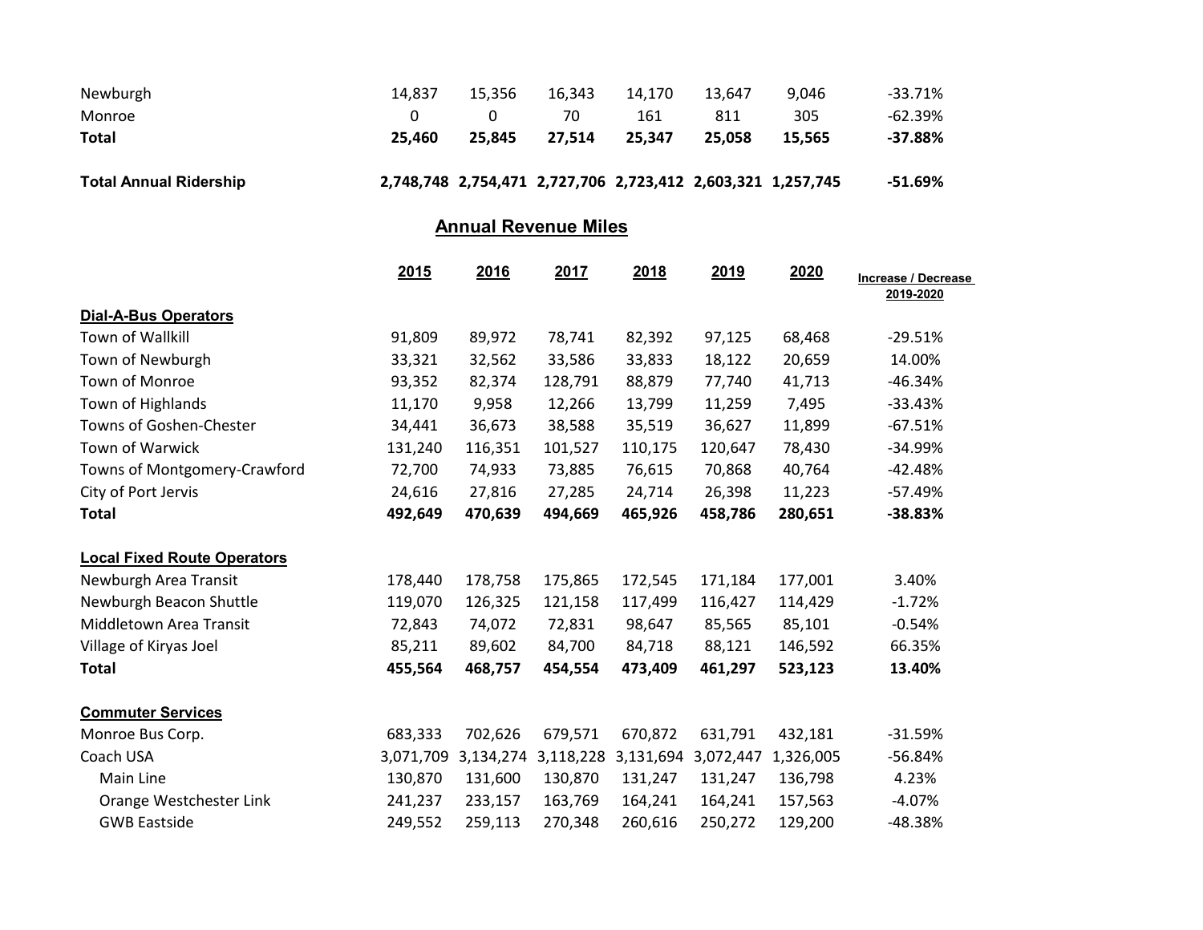| | | | | | | | |
|---|---|---|---|---|---|---|---|
| Newburgh | 14,837 | 15,356 | 16,343 | 14,170 | 13,647 | 9,046 | -33.71% |
| Monroe | 0 | 0 | 70 | 161 | 811 | 305 | -62.39% |
| **Total** | **25,460** | **25,845** | **27,514** | **25,347** | **25,058** | **15,565** | **-37.88%** |
| | | | | | | | |
| **Total Annual Ridership** | **2,748,748** | **2,754,471** | **2,727,706** | **2,723,412** | **2,603,321** | **1,257,745** | **-51.69%** |

## Annual Revenue Miles

| | 2015 | 2016 | 2017 | 2018 | 2019 | 2020 | Increase / Decrease 2019-2020 |
|---|---|---|---|---|---|---|---|
| **Dial-A-Bus Operators** | | | | | | | |
| Town of Wallkill | 91,809 | 89,972 | 78,741 | 82,392 | 97,125 | 68,468 | -29.51% |
| Town of Newburgh | 33,321 | 32,562 | 33,586 | 33,833 | 18,122 | 20,659 | 14.00% |
| Town of Monroe | 93,352 | 82,374 | 128,791 | 88,879 | 77,740 | 41,713 | -46.34% |
| Town of Highlands | 11,170 | 9,958 | 12,266 | 13,799 | 11,259 | 7,495 | -33.43% |
| Towns of Goshen-Chester | 34,441 | 36,673 | 38,588 | 35,519 | 36,627 | 11,899 | -67.51% |
| Town of Warwick | 131,240 | 116,351 | 101,527 | 110,175 | 120,647 | 78,430 | -34.99% |
| Towns of Montgomery-Crawford | 72,700 | 74,933 | 73,885 | 76,615 | 70,868 | 40,764 | -42.48% |
| City of Port Jervis | 24,616 | 27,816 | 27,285 | 24,714 | 26,398 | 11,223 | -57.49% |
| **Total** | **492,649** | **470,639** | **494,669** | **465,926** | **458,786** | **280,651** | **-38.83%** |
| | | | | | | | |
| **Local Fixed Route Operators** | | | | | | | |
| Newburgh Area Transit | 178,440 | 178,758 | 175,865 | 172,545 | 171,184 | 177,001 | 3.40% |
| Newburgh Beacon Shuttle | 119,070 | 126,325 | 121,158 | 117,499 | 116,427 | 114,429 | -1.72% |
| Middletown Area Transit | 72,843 | 74,072 | 72,831 | 98,647 | 85,565 | 85,101 | -0.54% |
| Village of Kiryas Joel | 85,211 | 89,602 | 84,700 | 84,718 | 88,121 | 146,592 | 66.35% |
| **Total** | **455,564** | **468,757** | **454,554** | **473,409** | **461,297** | **523,123** | **13.40%** |
| | | | | | | | |
| **Commuter Services** | | | | | | | |
| Monroe Bus Corp. | 683,333 | 702,626 | 679,571 | 670,872 | 631,791 | 432,181 | -31.59% |
| Coach USA | 3,071,709 | 3,134,274 | 3,118,228 | 3,131,694 | 3,072,447 | 1,326,005 | -56.84% |
| Main Line | 130,870 | 131,600 | 130,870 | 131,247 | 131,247 | 136,798 | 4.23% |
| Orange Westchester Link | 241,237 | 233,157 | 163,769 | 164,241 | 164,241 | 157,563 | -4.07% |
| GWB Eastside | 249,552 | 259,113 | 270,348 | 260,616 | 250,272 | 129,200 | -48.38% |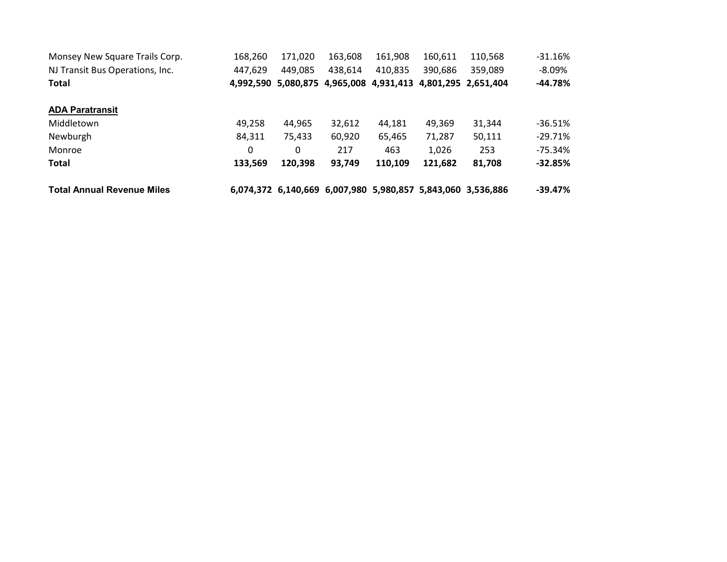| | | | | | | | |
|---|---|---|---|---|---|---|---|
| Monsey New Square Trails Corp. | 168,260 | 171,020 | 163,608 | 161,908 | 160,611 | 110,568 | -31.16% |
| NJ Transit Bus Operations, Inc. | 447,629 | 449,085 | 438,614 | 410,835 | 390,686 | 359,089 | -8.09% |
| **Total** | **4,992,590** | **5,080,875** | **4,965,008** | **4,931,413** | **4,801,295** | **2,651,404** | **-44.78%** |
| | | | | | | | |
| **ADA Paratransit** | | | | | | | |
| Middletown | 49,258 | 44,965 | 32,612 | 44,181 | 49,369 | 31,344 | -36.51% |
| Newburgh | 84,311 | 75,433 | 60,920 | 65,465 | 71,287 | 50,111 | -29.71% |
| Monroe | 0 | 0 | 217 | 463 | 1,026 | 253 | -75.34% |
| **Total** | **133,569** | **120,398** | **93,749** | **110,109** | **121,682** | **81,708** | **-32.85%** |
| | | | | | | | |
| **Total Annual Revenue Miles** | **6,074,372** | **6,140,669** | **6,007,980** | **5,980,857** | **5,843,060** | **3,536,886** | **-39.47%** |